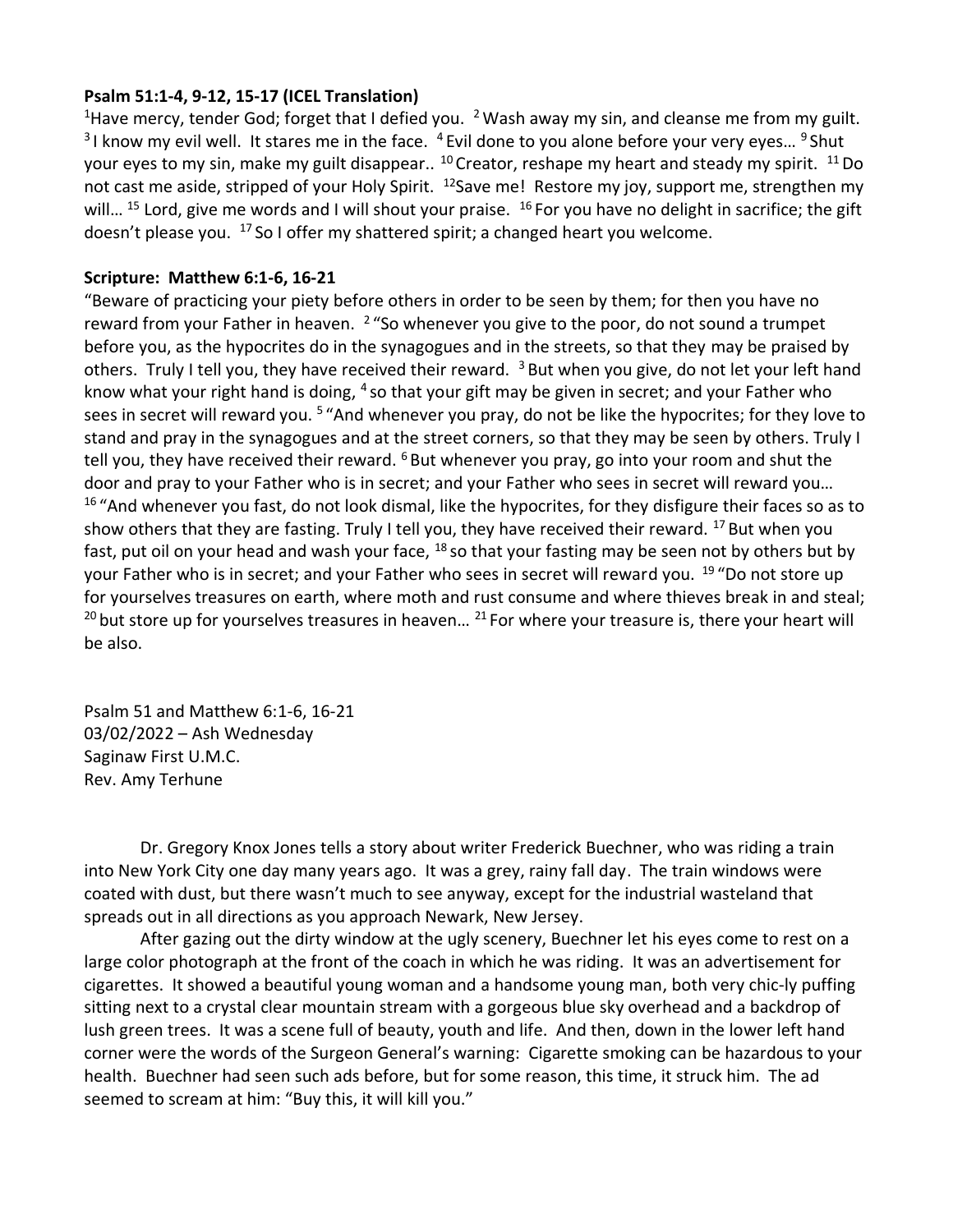**Psalm 51:1-4, 9-12, 15-17 (ICEL Translation)**

[1]Have mercy, tender God; forget that I defied you. [2] Wash away my sin, and cleanse me from my guilt. [3] I know my evil well. It stares me in the face. [4] Evil done to you alone before your very eyes… [9] Shut your eyes to my sin, make my guilt disappear.. [10] Creator, reshape my heart and steady my spirit. [11] Do not cast me aside, stripped of your Holy Spirit. [12]Save me! Restore my joy, support me, strengthen my will… [15] Lord, give me words and I will shout your praise. [16] For you have no delight in sacrifice; the gift doesn't please you. [17] So I offer my shattered spirit; a changed heart you welcome.

**Scripture: Matthew 6:1-6, 16-21**

"Beware of practicing your piety before others in order to be seen by them; for then you have no reward from your Father in heaven. [2] "So whenever you give to the poor, do not sound a trumpet before you, as the hypocrites do in the synagogues and in the streets, so that they may be praised by others. Truly I tell you, they have received their reward. [3] But when you give, do not let your left hand know what your right hand is doing, [4] so that your gift may be given in secret; and your Father who sees in secret will reward you. [5] "And whenever you pray, do not be like the hypocrites; for they love to stand and pray in the synagogues and at the street corners, so that they may be seen by others. Truly I tell you, they have received their reward. [6] But whenever you pray, go into your room and shut the door and pray to your Father who is in secret; and your Father who sees in secret will reward you… [16] "And whenever you fast, do not look dismal, like the hypocrites, for they disfigure their faces so as to show others that they are fasting. Truly I tell you, they have received their reward. [17] But when you fast, put oil on your head and wash your face, [18] so that your fasting may be seen not by others but by your Father who is in secret; and your Father who sees in secret will reward you. [19] "Do not store up for yourselves treasures on earth, where moth and rust consume and where thieves break in and steal; [20] but store up for yourselves treasures in heaven… [21] For where your treasure is, there your heart will be also.

Psalm 51 and Matthew 6:1-6, 16-21
03/02/2022 – Ash Wednesday
Saginaw First U.M.C.
Rev. Amy Terhune

Dr. Gregory Knox Jones tells a story about writer Frederick Buechner, who was riding a train into New York City one day many years ago. It was a grey, rainy fall day. The train windows were coated with dust, but there wasn't much to see anyway, except for the industrial wasteland that spreads out in all directions as you approach Newark, New Jersey.

After gazing out the dirty window at the ugly scenery, Buechner let his eyes come to rest on a large color photograph at the front of the coach in which he was riding. It was an advertisement for cigarettes. It showed a beautiful young woman and a handsome young man, both very chic-ly puffing sitting next to a crystal clear mountain stream with a gorgeous blue sky overhead and a backdrop of lush green trees. It was a scene full of beauty, youth and life. And then, down in the lower left hand corner were the words of the Surgeon General's warning: Cigarette smoking can be hazardous to your health. Buechner had seen such ads before, but for some reason, this time, it struck him. The ad seemed to scream at him: "Buy this, it will kill you."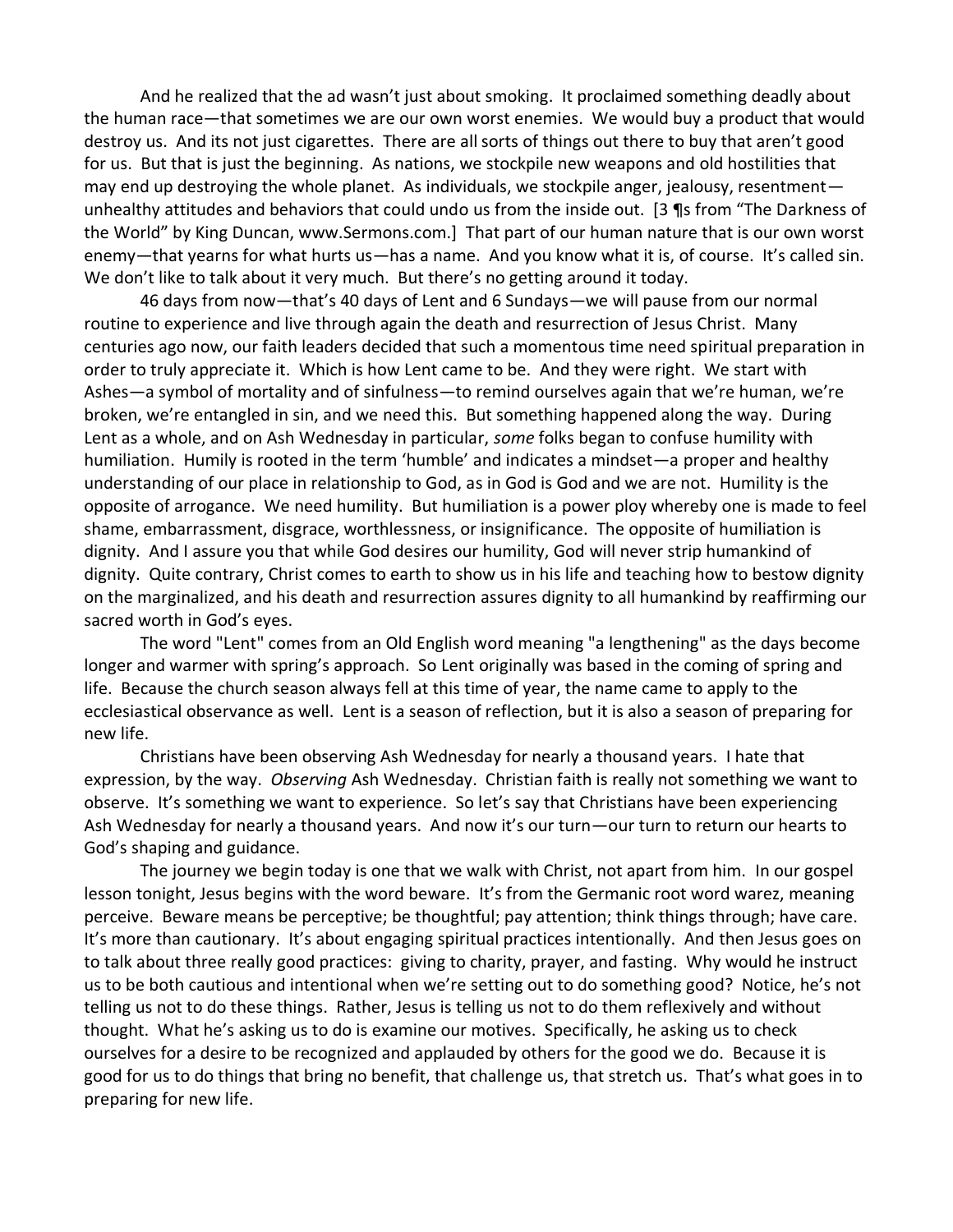And he realized that the ad wasn't just about smoking. It proclaimed something deadly about the human race—that sometimes we are our own worst enemies. We would buy a product that would destroy us. And its not just cigarettes. There are all sorts of things out there to buy that aren't good for us. But that is just the beginning. As nations, we stockpile new weapons and old hostilities that may end up destroying the whole planet. As individuals, we stockpile anger, jealousy, resentment—unhealthy attitudes and behaviors that could undo us from the inside out. [3 ¶s from "The Darkness of the World" by King Duncan, www.Sermons.com.] That part of our human nature that is our own worst enemy—that yearns for what hurts us—has a name. And you know what it is, of course. It's called sin. We don't like to talk about it very much. But there's no getting around it today.

46 days from now—that's 40 days of Lent and 6 Sundays—we will pause from our normal routine to experience and live through again the death and resurrection of Jesus Christ. Many centuries ago now, our faith leaders decided that such a momentous time need spiritual preparation in order to truly appreciate it. Which is how Lent came to be. And they were right. We start with Ashes—a symbol of mortality and of sinfulness—to remind ourselves again that we're human, we're broken, we're entangled in sin, and we need this. But something happened along the way. During Lent as a whole, and on Ash Wednesday in particular, *some* folks began to confuse humility with humiliation. Humily is rooted in the term 'humble' and indicates a mindset—a proper and healthy understanding of our place in relationship to God, as in God is God and we are not. Humility is the opposite of arrogance. We need humility. But humiliation is a power ploy whereby one is made to feel shame, embarrassment, disgrace, worthlessness, or insignificance. The opposite of humiliation is dignity. And I assure you that while God desires our humility, God will never strip humankind of dignity. Quite contrary, Christ comes to earth to show us in his life and teaching how to bestow dignity on the marginalized, and his death and resurrection assures dignity to all humankind by reaffirming our sacred worth in God's eyes.

The word "Lent" comes from an Old English word meaning "a lengthening" as the days become longer and warmer with spring's approach. So Lent originally was based in the coming of spring and life. Because the church season always fell at this time of year, the name came to apply to the ecclesiastical observance as well. Lent is a season of reflection, but it is also a season of preparing for new life.

Christians have been observing Ash Wednesday for nearly a thousand years. I hate that expression, by the way. *Observing* Ash Wednesday. Christian faith is really not something we want to observe. It's something we want to experience. So let's say that Christians have been experiencing Ash Wednesday for nearly a thousand years. And now it's our turn—our turn to return our hearts to God's shaping and guidance.

The journey we begin today is one that we walk with Christ, not apart from him. In our gospel lesson tonight, Jesus begins with the word beware. It's from the Germanic root word warez, meaning perceive. Beware means be perceptive; be thoughtful; pay attention; think things through; have care. It's more than cautionary. It's about engaging spiritual practices intentionally. And then Jesus goes on to talk about three really good practices: giving to charity, prayer, and fasting. Why would he instruct us to be both cautious and intentional when we're setting out to do something good? Notice, he's not telling us not to do these things. Rather, Jesus is telling us not to do them reflexively and without thought. What he's asking us to do is examine our motives. Specifically, he asking us to check ourselves for a desire to be recognized and applauded by others for the good we do. Because it is good for us to do things that bring no benefit, that challenge us, that stretch us. That's what goes in to preparing for new life.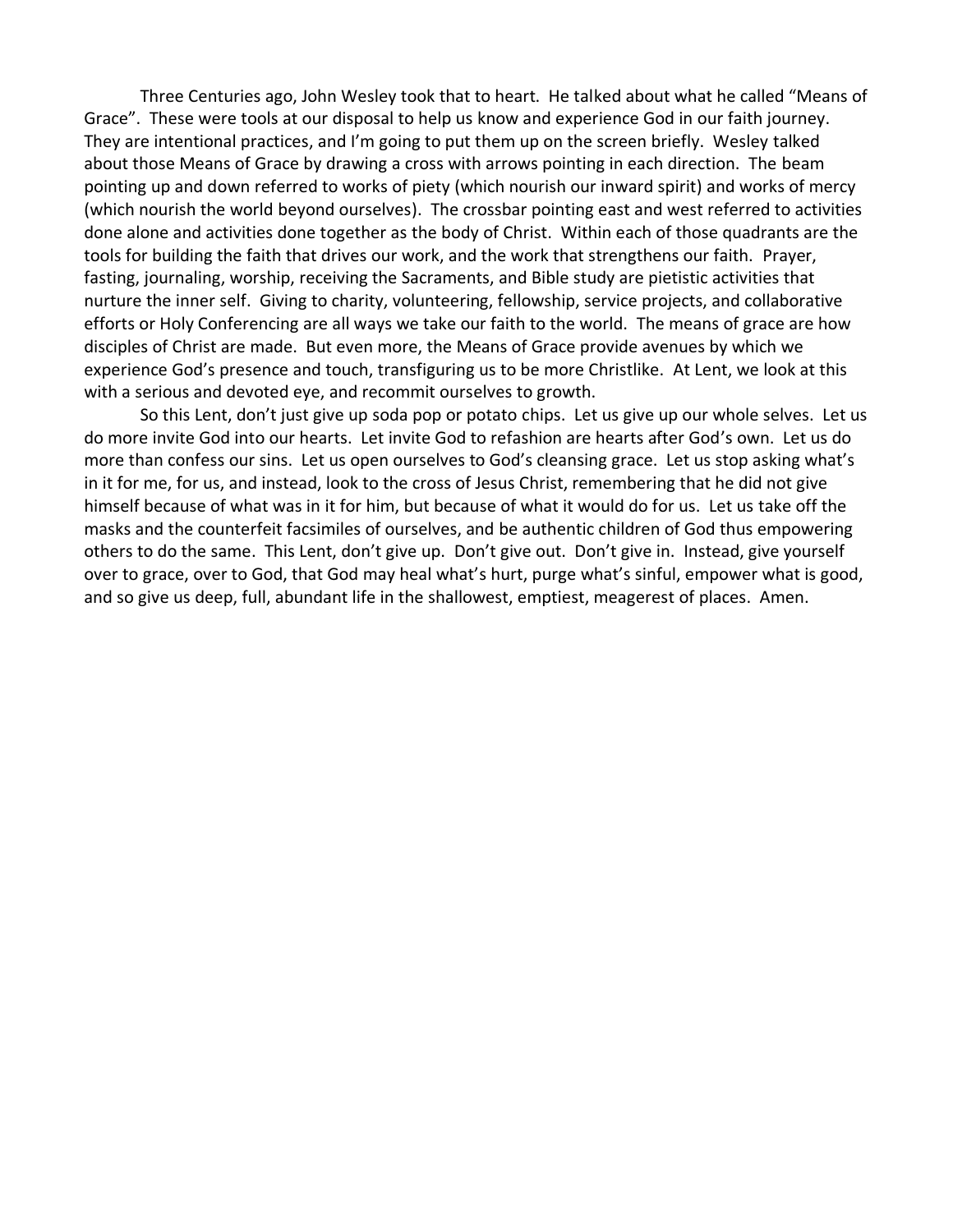Three Centuries ago, John Wesley took that to heart. He talked about what he called "Means of Grace". These were tools at our disposal to help us know and experience God in our faith journey. They are intentional practices, and I'm going to put them up on the screen briefly. Wesley talked about those Means of Grace by drawing a cross with arrows pointing in each direction. The beam pointing up and down referred to works of piety (which nourish our inward spirit) and works of mercy (which nourish the world beyond ourselves). The crossbar pointing east and west referred to activities done alone and activities done together as the body of Christ. Within each of those quadrants are the tools for building the faith that drives our work, and the work that strengthens our faith. Prayer, fasting, journaling, worship, receiving the Sacraments, and Bible study are pietistic activities that nurture the inner self. Giving to charity, volunteering, fellowship, service projects, and collaborative efforts or Holy Conferencing are all ways we take our faith to the world. The means of grace are how disciples of Christ are made. But even more, the Means of Grace provide avenues by which we experience God's presence and touch, transfiguring us to be more Christlike. At Lent, we look at this with a serious and devoted eye, and recommit ourselves to growth.

So this Lent, don't just give up soda pop or potato chips. Let us give up our whole selves. Let us do more invite God into our hearts. Let invite God to refashion are hearts after God's own. Let us do more than confess our sins. Let us open ourselves to God's cleansing grace. Let us stop asking what's in it for me, for us, and instead, look to the cross of Jesus Christ, remembering that he did not give himself because of what was in it for him, but because of what it would do for us. Let us take off the masks and the counterfeit facsimiles of ourselves, and be authentic children of God thus empowering others to do the same. This Lent, don't give up. Don't give out. Don't give in. Instead, give yourself over to grace, over to God, that God may heal what's hurt, purge what's sinful, empower what is good, and so give us deep, full, abundant life in the shallowest, emptiest, meagerest of places. Amen.